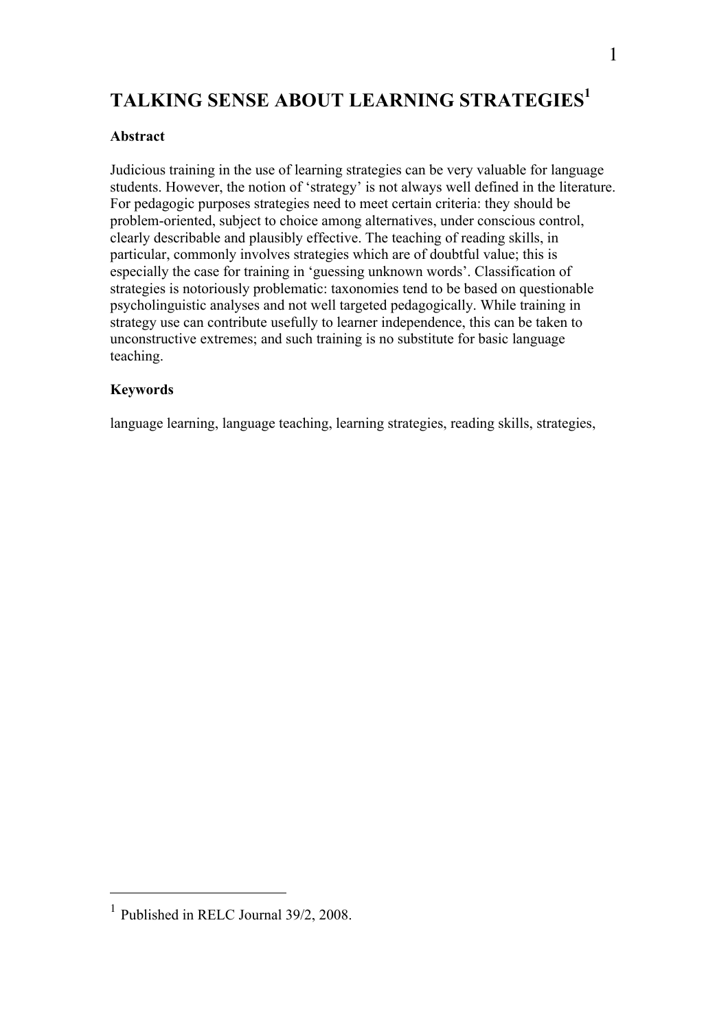# TALKING SENSE ABOUT LEARNING STRATEGIES[1]

**Abstract**

Judicious training in the use of learning strategies can be very valuable for language students. However, the notion of 'strategy' is not always well defined in the literature. For pedagogic purposes strategies need to meet certain criteria: they should be problem-oriented, subject to choice among alternatives, under conscious control, clearly describable and plausibly effective. The teaching of reading skills, in particular, commonly involves strategies which are of doubtful value; this is especially the case for training in 'guessing unknown words'. Classification of strategies is notoriously problematic: taxonomies tend to be based on questionable psycholinguistic analyses and not well targeted pedagogically. While training in strategy use can contribute usefully to learner independence, this can be taken to unconstructive extremes; and such training is no substitute for basic language teaching.

**Keywords**

language learning, language teaching, learning strategies, reading skills, strategies,

---

[1] Published in RELC Journal 39/2, 2008.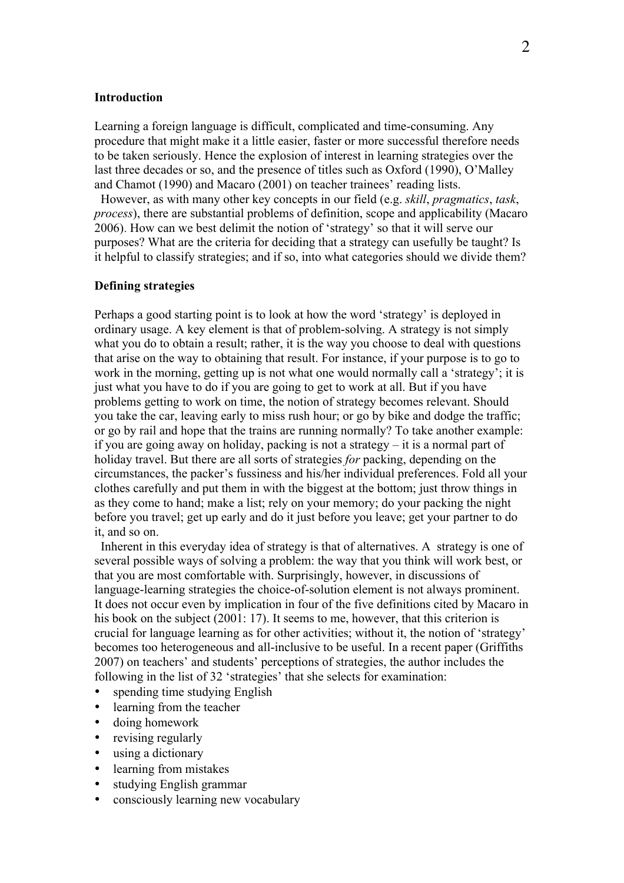## Introduction

Learning a foreign language is difficult, complicated and time-consuming. Any procedure that might make it a little easier, faster or more successful therefore needs to be taken seriously. Hence the explosion of interest in learning strategies over the last three decades or so, and the presence of titles such as Oxford (1990), O'Malley and Chamot (1990) and Macaro (2001) on teacher trainees' reading lists.

However, as with many other key concepts in our field (e.g. *skill*, *pragmatics*, *task*, *process*), there are substantial problems of definition, scope and applicability (Macaro 2006). How can we best delimit the notion of 'strategy' so that it will serve our purposes? What are the criteria for deciding that a strategy can usefully be taught? Is it helpful to classify strategies; and if so, into what categories should we divide them?

## Defining strategies

Perhaps a good starting point is to look at how the word 'strategy' is deployed in ordinary usage. A key element is that of problem-solving. A strategy is not simply what you do to obtain a result; rather, it is the way you choose to deal with questions that arise on the way to obtaining that result. For instance, if your purpose is to go to work in the morning, getting up is not what one would normally call a 'strategy'; it is just what you have to do if you are going to get to work at all. But if you have problems getting to work on time, the notion of strategy becomes relevant. Should you take the car, leaving early to miss rush hour; or go by bike and dodge the traffic; or go by rail and hope that the trains are running normally? To take another example: if you are going away on holiday, packing is not a strategy – it is a normal part of holiday travel. But there are all sorts of strategies *for* packing, depending on the circumstances, the packer's fussiness and his/her individual preferences. Fold all your clothes carefully and put them in with the biggest at the bottom; just throw things in as they come to hand; make a list; rely on your memory; do your packing the night before you travel; get up early and do it just before you leave; get your partner to do it, and so on.

Inherent in this everyday idea of strategy is that of alternatives. A strategy is one of several possible ways of solving a problem: the way that you think will work best, or that you are most comfortable with. Surprisingly, however, in discussions of language-learning strategies the choice-of-solution element is not always prominent. It does not occur even by implication in four of the five definitions cited by Macaro in his book on the subject (2001: 17). It seems to me, however, that this criterion is crucial for language learning as for other activities; without it, the notion of 'strategy' becomes too heterogeneous and all-inclusive to be useful. In a recent paper (Griffiths 2007) on teachers' and students' perceptions of strategies, the author includes the following in the list of 32 'strategies' that she selects for examination:

- spending time studying English
- learning from the teacher
- doing homework
- revising regularly
- using a dictionary
- learning from mistakes
- studying English grammar
- consciously learning new vocabulary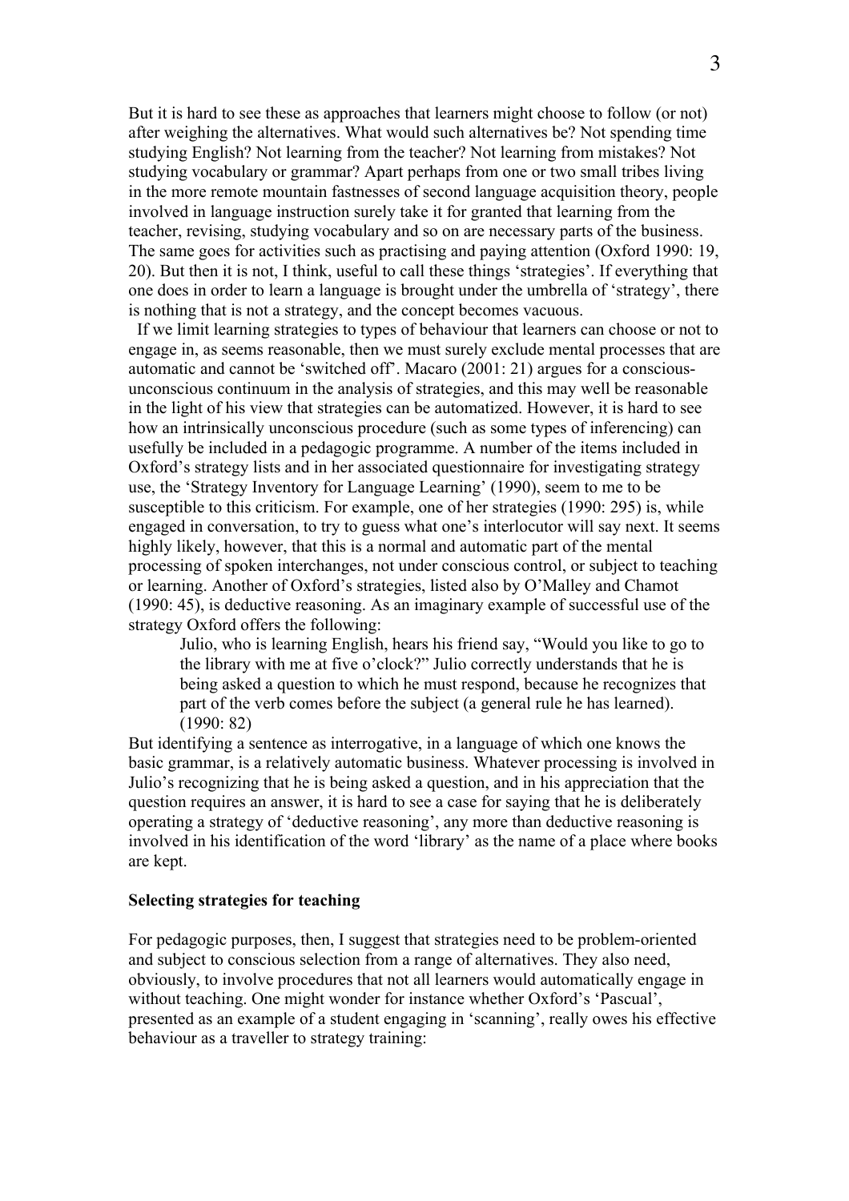But it is hard to see these as approaches that learners might choose to follow (or not) after weighing the alternatives. What would such alternatives be? Not spending time studying English? Not learning from the teacher? Not learning from mistakes? Not studying vocabulary or grammar? Apart perhaps from one or two small tribes living in the more remote mountain fastnesses of second language acquisition theory, people involved in language instruction surely take it for granted that learning from the teacher, revising, studying vocabulary and so on are necessary parts of the business. The same goes for activities such as practising and paying attention (Oxford 1990: 19, 20). But then it is not, I think, useful to call these things 'strategies'. If everything that one does in order to learn a language is brought under the umbrella of 'strategy', there is nothing that is not a strategy, and the concept becomes vacuous.

If we limit learning strategies to types of behaviour that learners can choose or not to engage in, as seems reasonable, then we must surely exclude mental processes that are automatic and cannot be 'switched off'. Macaro (2001: 21) argues for a conscious-unconscious continuum in the analysis of strategies, and this may well be reasonable in the light of his view that strategies can be automatized. However, it is hard to see how an intrinsically unconscious procedure (such as some types of inferencing) can usefully be included in a pedagogic programme. A number of the items included in Oxford's strategy lists and in her associated questionnaire for investigating strategy use, the 'Strategy Inventory for Language Learning' (1990), seem to me to be susceptible to this criticism. For example, one of her strategies (1990: 295) is, while engaged in conversation, to try to guess what one's interlocutor will say next. It seems highly likely, however, that this is a normal and automatic part of the mental processing of spoken interchanges, not under conscious control, or subject to teaching or learning. Another of Oxford's strategies, listed also by O'Malley and Chamot (1990: 45), is deductive reasoning. As an imaginary example of successful use of the strategy Oxford offers the following:

> Julio, who is learning English, hears his friend say, "Would you like to go to the library with me at five o'clock?" Julio correctly understands that he is being asked a question to which he must respond, because he recognizes that part of the verb comes before the subject (a general rule he has learned). (1990: 82)

But identifying a sentence as interrogative, in a language of which one knows the basic grammar, is a relatively automatic business. Whatever processing is involved in Julio's recognizing that he is being asked a question, and in his appreciation that the question requires an answer, it is hard to see a case for saying that he is deliberately operating a strategy of 'deductive reasoning', any more than deductive reasoning is involved in his identification of the word 'library' as the name of a place where books are kept.

**Selecting strategies for teaching**

For pedagogic purposes, then, I suggest that strategies need to be problem-oriented and subject to conscious selection from a range of alternatives. They also need, obviously, to involve procedures that not all learners would automatically engage in without teaching. One might wonder for instance whether Oxford's 'Pascual', presented as an example of a student engaging in 'scanning', really owes his effective behaviour as a traveller to strategy training: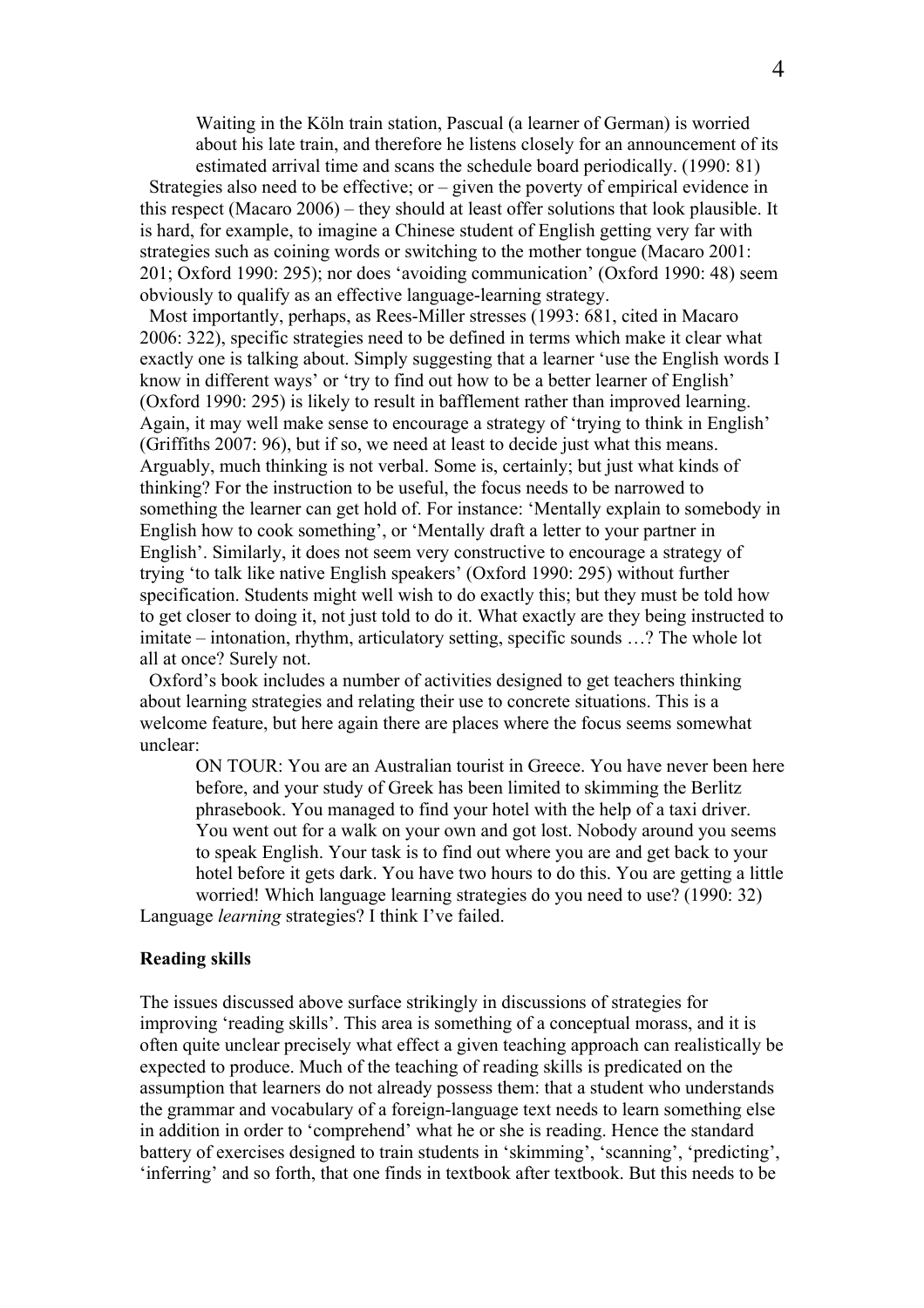> Waiting in the Köln train station, Pascual (a learner of German) is worried about his late train, and therefore he listens closely for an announcement of its estimated arrival time and scans the schedule board periodically. (1990: 81)

Strategies also need to be effective; or – given the poverty of empirical evidence in this respect (Macaro 2006) – they should at least offer solutions that look plausible. It is hard, for example, to imagine a Chinese student of English getting very far with strategies such as coining words or switching to the mother tongue (Macaro 2001: 201; Oxford 1990: 295); nor does 'avoiding communication' (Oxford 1990: 48) seem obviously to qualify as an effective language-learning strategy.

Most importantly, perhaps, as Rees-Miller stresses (1993: 681, cited in Macaro 2006: 322), specific strategies need to be defined in terms which make it clear what exactly one is talking about. Simply suggesting that a learner 'use the English words I know in different ways' or 'try to find out how to be a better learner of English' (Oxford 1990: 295) is likely to result in bafflement rather than improved learning. Again, it may well make sense to encourage a strategy of 'trying to think in English' (Griffiths 2007: 96), but if so, we need at least to decide just what this means. Arguably, much thinking is not verbal. Some is, certainly; but just what kinds of thinking? For the instruction to be useful, the focus needs to be narrowed to something the learner can get hold of. For instance: 'Mentally explain to somebody in English how to cook something', or 'Mentally draft a letter to your partner in English'. Similarly, it does not seem very constructive to encourage a strategy of trying 'to talk like native English speakers' (Oxford 1990: 295) without further specification. Students might well wish to do exactly this; but they must be told how to get closer to doing it, not just told to do it. What exactly are they being instructed to imitate – intonation, rhythm, articulatory setting, specific sounds …? The whole lot all at once? Surely not.

Oxford's book includes a number of activities designed to get teachers thinking about learning strategies and relating their use to concrete situations. This is a welcome feature, but here again there are places where the focus seems somewhat unclear:

> ON TOUR: You are an Australian tourist in Greece. You have never been here before, and your study of Greek has been limited to skimming the Berlitz phrasebook. You managed to find your hotel with the help of a taxi driver. You went out for a walk on your own and got lost. Nobody around you seems to speak English. Your task is to find out where you are and get back to your hotel before it gets dark. You have two hours to do this. You are getting a little worried! Which language learning strategies do you need to use? (1990: 32)

Language *learning* strategies? I think I've failed.

**Reading skills**

The issues discussed above surface strikingly in discussions of strategies for improving 'reading skills'. This area is something of a conceptual morass, and it is often quite unclear precisely what effect a given teaching approach can realistically be expected to produce. Much of the teaching of reading skills is predicated on the assumption that learners do not already possess them: that a student who understands the grammar and vocabulary of a foreign-language text needs to learn something else in addition in order to 'comprehend' what he or she is reading. Hence the standard battery of exercises designed to train students in 'skimming', 'scanning', 'predicting', 'inferring' and so forth, that one finds in textbook after textbook. But this needs to be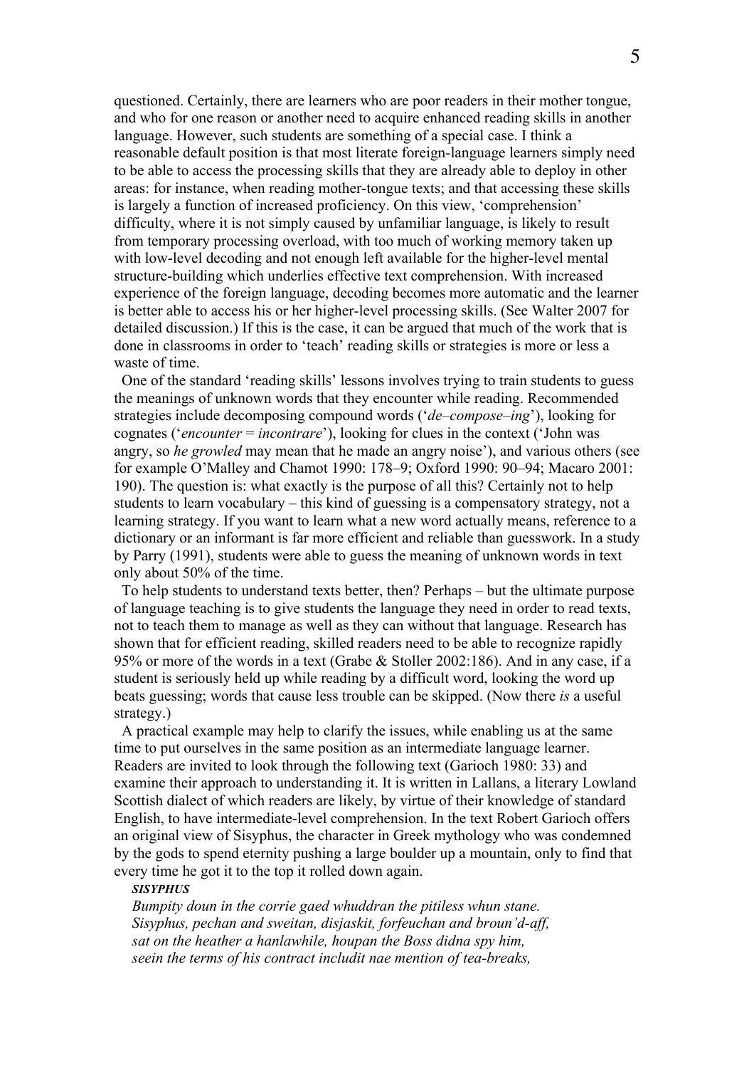questioned. Certainly, there are learners who are poor readers in their mother tongue, and who for one reason or another need to acquire enhanced reading skills in another language. However, such students are something of a special case. I think a reasonable default position is that most literate foreign-language learners simply need to be able to access the processing skills that they are already able to deploy in other areas: for instance, when reading mother-tongue texts; and that accessing these skills is largely a function of increased proficiency. On this view, 'comprehension' difficulty, where it is not simply caused by unfamiliar language, is likely to result from temporary processing overload, with too much of working memory taken up with low-level decoding and not enough left available for the higher-level mental structure-building which underlies effective text comprehension. With increased experience of the foreign language, decoding becomes more automatic and the learner is better able to access his or her higher-level processing skills. (See Walter 2007 for detailed discussion.) If this is the case, it can be argued that much of the work that is done in classrooms in order to 'teach' reading skills or strategies is more or less a waste of time.

One of the standard 'reading skills' lessons involves trying to train students to guess the meanings of unknown words that they encounter while reading. Recommended strategies include decomposing compound words ('*de–compose–ing*'), looking for cognates ('*encounter* = *incontrare*'), looking for clues in the context ('John was angry, so *he growled* may mean that he made an angry noise'), and various others (see for example O'Malley and Chamot 1990: 178–9; Oxford 1990: 90–94; Macaro 2001: 190). The question is: what exactly is the purpose of all this? Certainly not to help students to learn vocabulary – this kind of guessing is a compensatory strategy, not a learning strategy. If you want to learn what a new word actually means, reference to a dictionary or an informant is far more efficient and reliable than guesswork. In a study by Parry (1991), students were able to guess the meaning of unknown words in text only about 50% of the time.

To help students to understand texts better, then? Perhaps – but the ultimate purpose of language teaching is to give students the language they need in order to read texts, not to teach them to manage as well as they can without that language. Research has shown that for efficient reading, skilled readers need to be able to recognize rapidly 95% or more of the words in a text (Grabe & Stoller 2002:186). And in any case, if a student is seriously held up while reading by a difficult word, looking the word up beats guessing; words that cause less trouble can be skipped. (Now there *is* a useful strategy.)

A practical example may help to clarify the issues, while enabling us at the same time to put ourselves in the same position as an intermediate language learner. Readers are invited to look through the following text (Garioch 1980: 33) and examine their approach to understanding it. It is written in Lallans, a literary Lowland Scottish dialect of which readers are likely, by virtue of their knowledge of standard English, to have intermediate-level comprehension. In the text Robert Garioch offers an original view of Sisyphus, the character in Greek mythology who was condemned by the gods to spend eternity pushing a large boulder up a mountain, only to find that every time he got it to the top it rolled down again.

***SISYPHUS***

*Bumpity doun in the corrie gaed whuddran the pitiless whun stane.*
*Sisyphus, pechan and sweitan, disjaskit, forfeuchan and broun'd-aff,*
*sat on the heather a hanlawhile, houpan the Boss didna spy him,*
*seein the terms of his contract includit nae mention of tea-breaks,*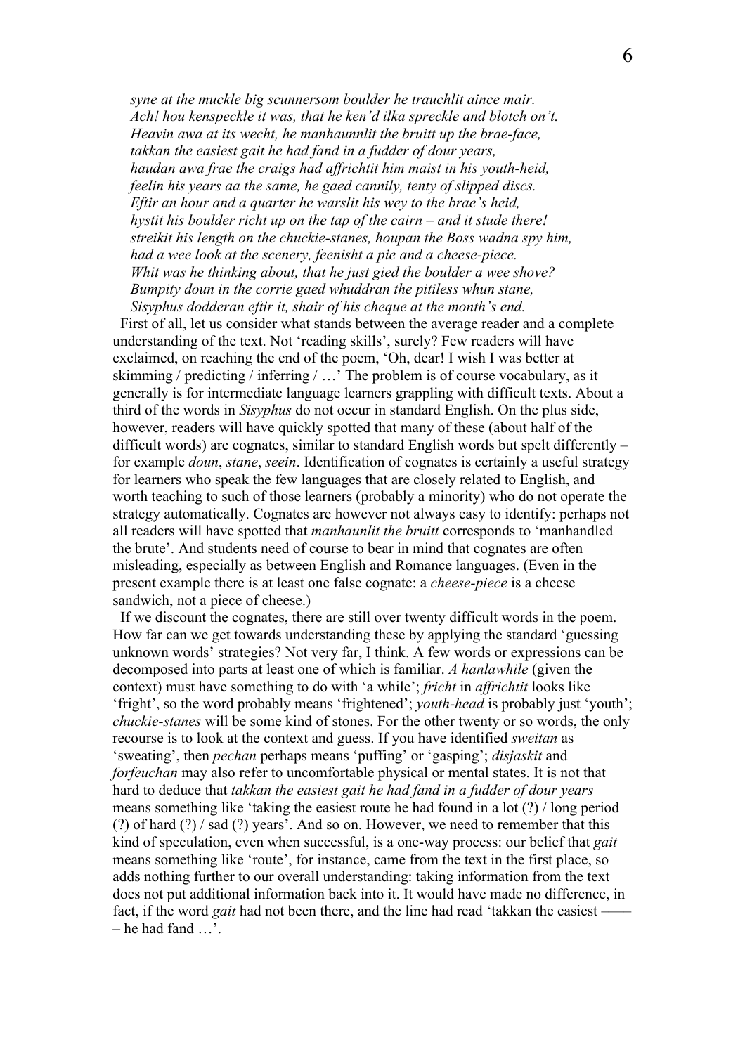*syne at the muckle big scunnersom boulder he trauchlit aince mair.*
*Ach! hou kenspeckle it was, that he ken'd ilka spreckle and blotch on't.*
*Heavin awa at its wecht, he manhaunnlit the bruitt up the brae-face,*
*takkan the easiest gait he had fand in a fudder of dour years,*
*haudan awa frae the craigs had affrichtit him maist in his youth-heid,*
*feelin his years aa the same, he gaed cannily, tenty of slipped discs.*
*Eftir an hour and a quarter he warslit his wey to the brae's heid,*
*hystit his boulder richt up on the tap of the cairn – and it stude there!*
*streikit his length on the chuckie-stanes, houpan the Boss wadna spy him,*
*had a wee look at the scenery, feenisht a pie and a cheese-piece.*
*Whit was he thinking about, that he just gied the boulder a wee shove?*
*Bumpity doun in the corrie gaed whuddran the pitiless whun stane,*
*Sisyphus dodderan eftir it, shair of his cheque at the month's end.*

First of all, let us consider what stands between the average reader and a complete understanding of the text. Not 'reading skills', surely? Few readers will have exclaimed, on reaching the end of the poem, 'Oh, dear! I wish I was better at skimming / predicting / inferring / …' The problem is of course vocabulary, as it generally is for intermediate language learners grappling with difficult texts. About a third of the words in *Sisyphus* do not occur in standard English. On the plus side, however, readers will have quickly spotted that many of these (about half of the difficult words) are cognates, similar to standard English words but spelt differently – for example *doun*, *stane*, *seein*. Identification of cognates is certainly a useful strategy for learners who speak the few languages that are closely related to English, and worth teaching to such of those learners (probably a minority) who do not operate the strategy automatically. Cognates are however not always easy to identify: perhaps not all readers will have spotted that *manhaunnlit the bruitt* corresponds to 'manhandled the brute'. And students need of course to bear in mind that cognates are often misleading, especially as between English and Romance languages. (Even in the present example there is at least one false cognate: a *cheese-piece* is a cheese sandwich, not a piece of cheese.)

If we discount the cognates, there are still over twenty difficult words in the poem. How far can we get towards understanding these by applying the standard 'guessing unknown words' strategies? Not very far, I think. A few words or expressions can be decomposed into parts at least one of which is familiar. *A hanlawhile* (given the context) must have something to do with 'a while'; *fricht* in *affrichtit* looks like 'fright', so the word probably means 'frightened'; *youth-head* is probably just 'youth'; *chuckie-stanes* will be some kind of stones. For the other twenty or so words, the only recourse is to look at the context and guess. If you have identified *sweitan* as 'sweating', then *pechan* perhaps means 'puffing' or 'gasping'; *disjaskit* and *forfeuchan* may also refer to uncomfortable physical or mental states. It is not that hard to deduce that *takkan the easiest gait he had fand in a fudder of dour years* means something like 'taking the easiest route he had found in a lot (?) / long period (?) of hard (?) / sad (?) years'. And so on. However, we need to remember that this kind of speculation, even when successful, is a one-way process: our belief that *gait* means something like 'route', for instance, came from the text in the first place, so adds nothing further to our overall understanding: taking information from the text does not put additional information back into it. It would have made no difference, in fact, if the word *gait* had not been there, and the line had read 'takkan the easiest ——– he had fand …'.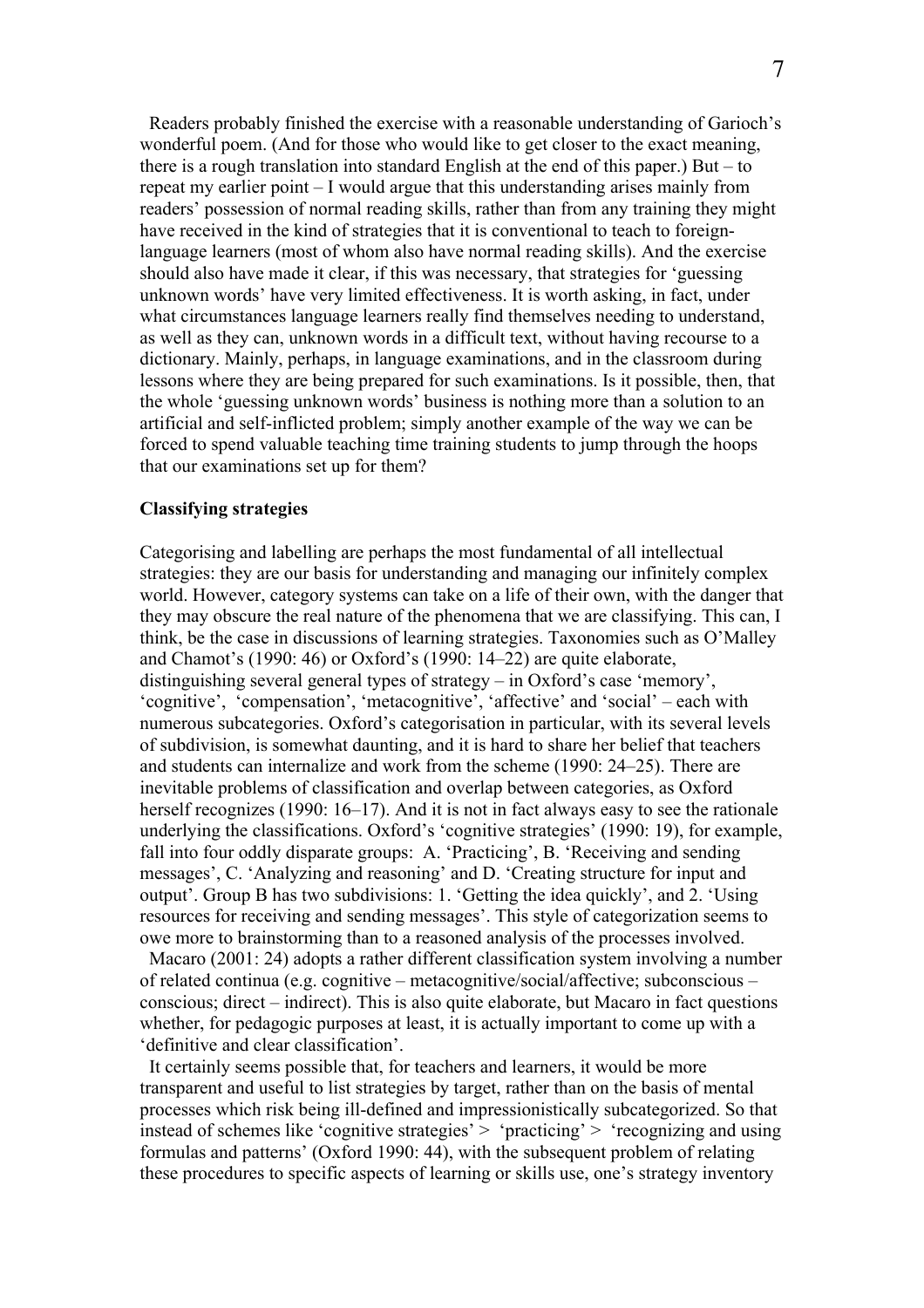Readers probably finished the exercise with a reasonable understanding of Garioch's wonderful poem. (And for those who would like to get closer to the exact meaning, there is a rough translation into standard English at the end of this paper.) But – to repeat my earlier point – I would argue that this understanding arises mainly from readers' possession of normal reading skills, rather than from any training they might have received in the kind of strategies that it is conventional to teach to foreign-language learners (most of whom also have normal reading skills). And the exercise should also have made it clear, if this was necessary, that strategies for 'guessing unknown words' have very limited effectiveness. It is worth asking, in fact, under what circumstances language learners really find themselves needing to understand, as well as they can, unknown words in a difficult text, without having recourse to a dictionary. Mainly, perhaps, in language examinations, and in the classroom during lessons where they are being prepared for such examinations. Is it possible, then, that the whole 'guessing unknown words' business is nothing more than a solution to an artificial and self-inflicted problem; simply another example of the way we can be forced to spend valuable teaching time training students to jump through the hoops that our examinations set up for them?

**Classifying strategies**

Categorising and labelling are perhaps the most fundamental of all intellectual strategies: they are our basis for understanding and managing our infinitely complex world. However, category systems can take on a life of their own, with the danger that they may obscure the real nature of the phenomena that we are classifying. This can, I think, be the case in discussions of learning strategies. Taxonomies such as O'Malley and Chamot's (1990: 46) or Oxford's (1990: 14–22) are quite elaborate, distinguishing several general types of strategy – in Oxford's case 'memory', 'cognitive', 'compensation', 'metacognitive', 'affective' and 'social' – each with numerous subcategories. Oxford's categorisation in particular, with its several levels of subdivision, is somewhat daunting, and it is hard to share her belief that teachers and students can internalize and work from the scheme (1990: 24–25). There are inevitable problems of classification and overlap between categories, as Oxford herself recognizes (1990: 16–17). And it is not in fact always easy to see the rationale underlying the classifications. Oxford's 'cognitive strategies' (1990: 19), for example, fall into four oddly disparate groups: A. 'Practicing', B. 'Receiving and sending messages', C. 'Analyzing and reasoning' and D. 'Creating structure for input and output'. Group B has two subdivisions: 1. 'Getting the idea quickly', and 2. 'Using resources for receiving and sending messages'. This style of categorization seems to owe more to brainstorming than to a reasoned analysis of the processes involved.

Macaro (2001: 24) adopts a rather different classification system involving a number of related continua (e.g. cognitive – metacognitive/social/affective; subconscious – conscious; direct – indirect). This is also quite elaborate, but Macaro in fact questions whether, for pedagogic purposes at least, it is actually important to come up with a 'definitive and clear classification'.

It certainly seems possible that, for teachers and learners, it would be more transparent and useful to list strategies by target, rather than on the basis of mental processes which risk being ill-defined and impressionistically subcategorized. So that instead of schemes like 'cognitive strategies' > 'practicing' > 'recognizing and using formulas and patterns' (Oxford 1990: 44), with the subsequent problem of relating these procedures to specific aspects of learning or skills use, one's strategy inventory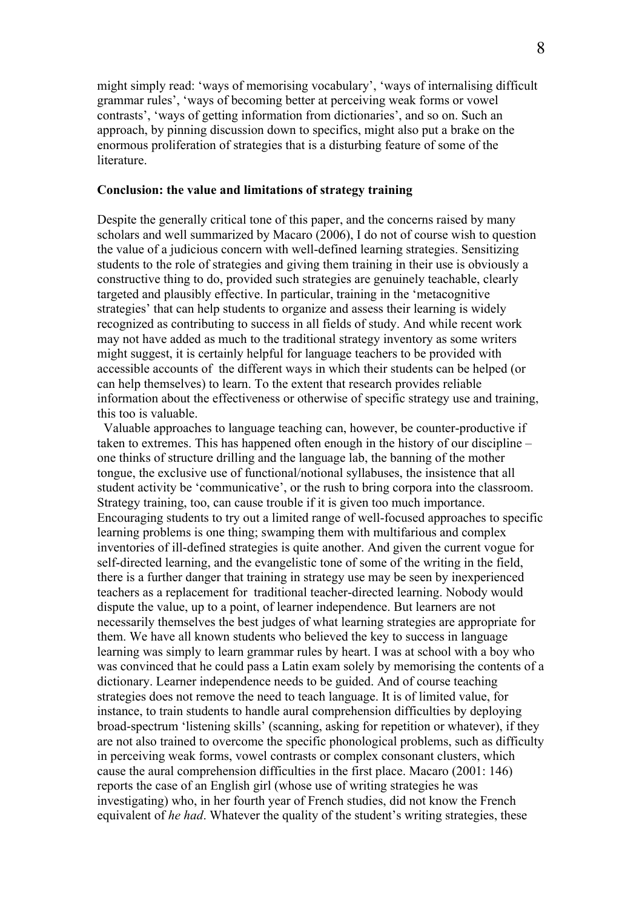might simply read: 'ways of memorising vocabulary', 'ways of internalising difficult grammar rules', 'ways of becoming better at perceiving weak forms or vowel contrasts', 'ways of getting information from dictionaries', and so on. Such an approach, by pinning discussion down to specifics, might also put a brake on the enormous proliferation of strategies that is a disturbing feature of some of the literature.

**Conclusion: the value and limitations of strategy training**

Despite the generally critical tone of this paper, and the concerns raised by many scholars and well summarized by Macaro (2006), I do not of course wish to question the value of a judicious concern with well-defined learning strategies. Sensitizing students to the role of strategies and giving them training in their use is obviously a constructive thing to do, provided such strategies are genuinely teachable, clearly targeted and plausibly effective. In particular, training in the 'metacognitive strategies' that can help students to organize and assess their learning is widely recognized as contributing to success in all fields of study. And while recent work may not have added as much to the traditional strategy inventory as some writers might suggest, it is certainly helpful for language teachers to be provided with accessible accounts of the different ways in which their students can be helped (or can help themselves) to learn. To the extent that research provides reliable information about the effectiveness or otherwise of specific strategy use and training, this too is valuable.

Valuable approaches to language teaching can, however, be counter-productive if taken to extremes. This has happened often enough in the history of our discipline – one thinks of structure drilling and the language lab, the banning of the mother tongue, the exclusive use of functional/notional syllabuses, the insistence that all student activity be 'communicative', or the rush to bring corpora into the classroom. Strategy training, too, can cause trouble if it is given too much importance. Encouraging students to try out a limited range of well-focused approaches to specific learning problems is one thing; swamping them with multifarious and complex inventories of ill-defined strategies is quite another. And given the current vogue for self-directed learning, and the evangelistic tone of some of the writing in the field, there is a further danger that training in strategy use may be seen by inexperienced teachers as a replacement for traditional teacher-directed learning. Nobody would dispute the value, up to a point, of learner independence. But learners are not necessarily themselves the best judges of what learning strategies are appropriate for them. We have all known students who believed the key to success in language learning was simply to learn grammar rules by heart. I was at school with a boy who was convinced that he could pass a Latin exam solely by memorising the contents of a dictionary. Learner independence needs to be guided. And of course teaching strategies does not remove the need to teach language. It is of limited value, for instance, to train students to handle aural comprehension difficulties by deploying broad-spectrum 'listening skills' (scanning, asking for repetition or whatever), if they are not also trained to overcome the specific phonological problems, such as difficulty in perceiving weak forms, vowel contrasts or complex consonant clusters, which cause the aural comprehension difficulties in the first place. Macaro (2001: 146) reports the case of an English girl (whose use of writing strategies he was investigating) who, in her fourth year of French studies, did not know the French equivalent of *he had*. Whatever the quality of the student's writing strategies, these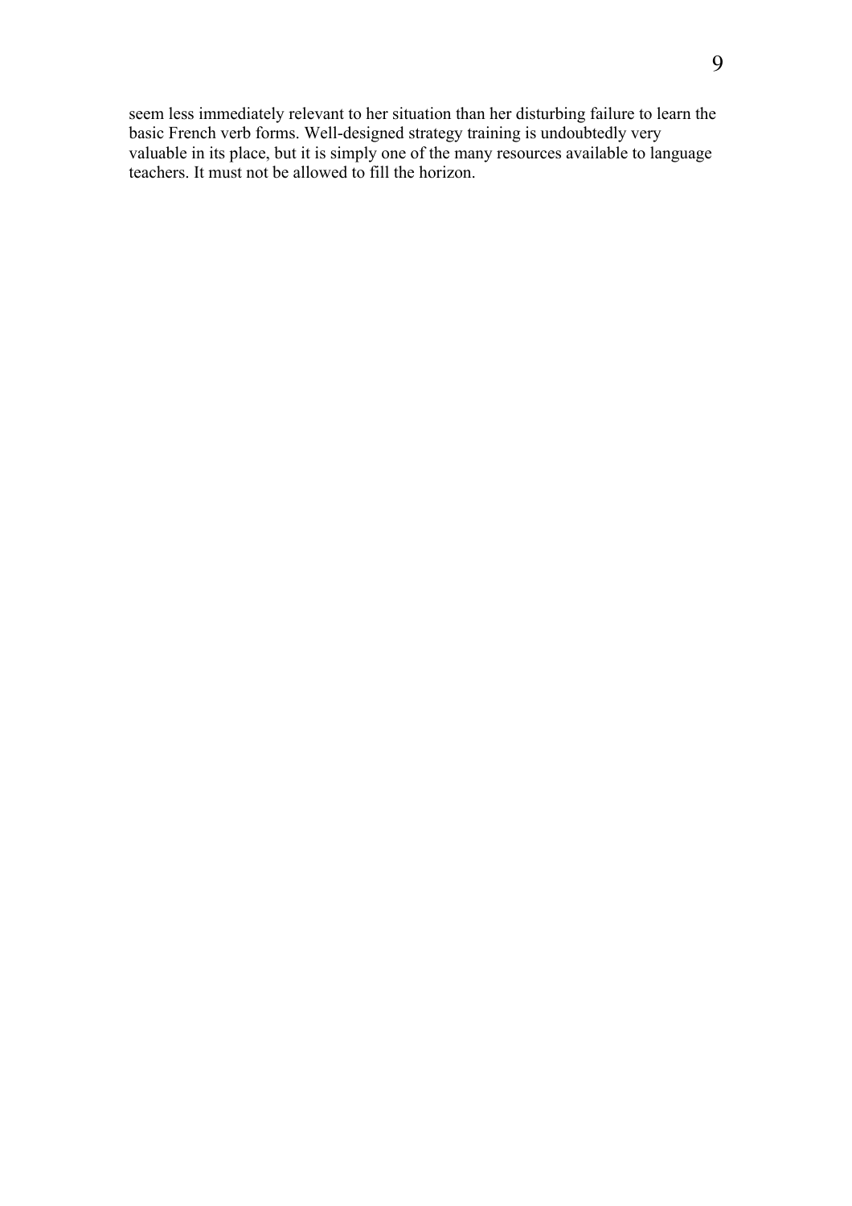seem less immediately relevant to her situation than her disturbing failure to learn the basic French verb forms. Well-designed strategy training is undoubtedly very valuable in its place, but it is simply one of the many resources available to language teachers. It must not be allowed to fill the horizon.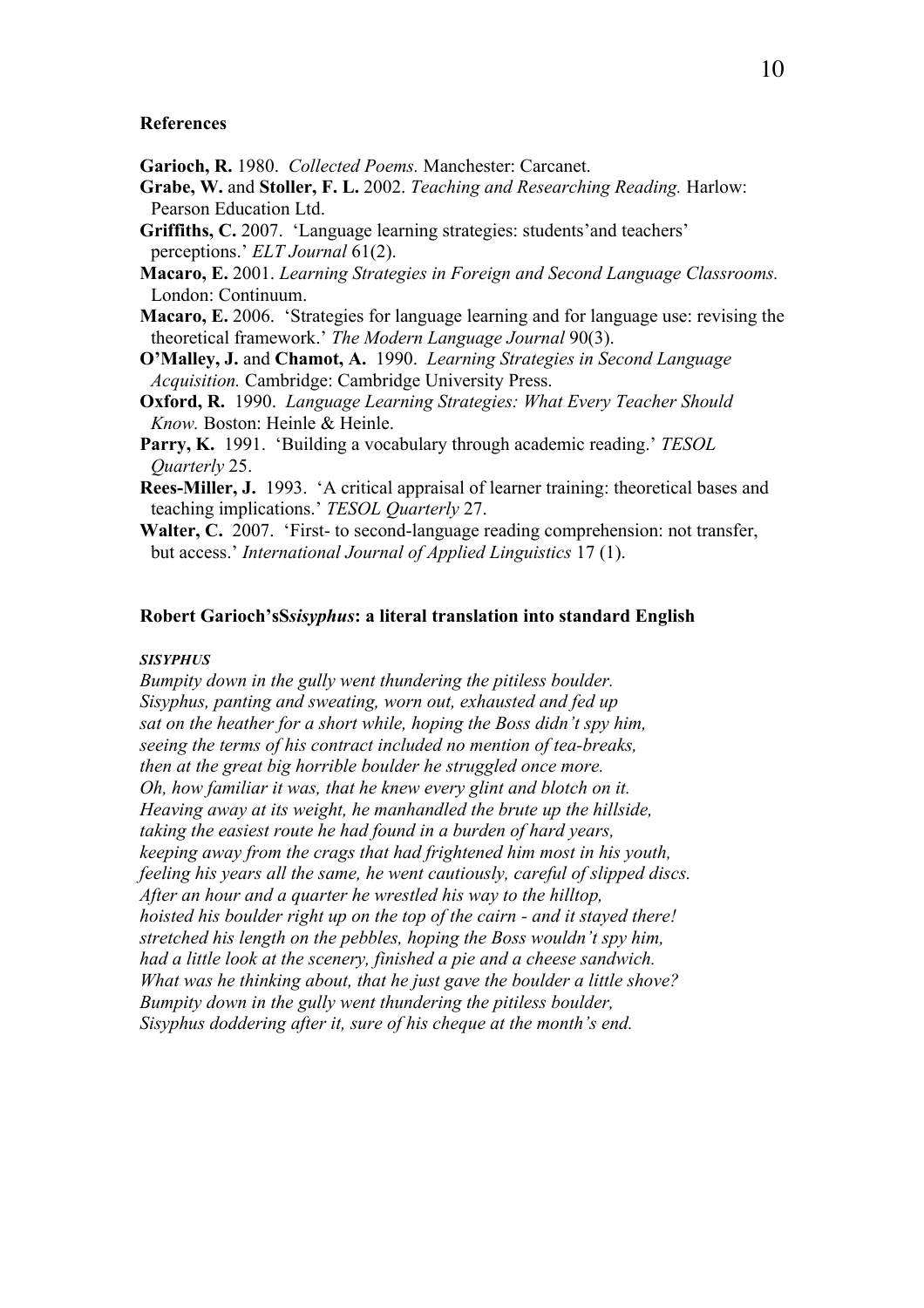## References

**Garioch, R.** 1980. *Collected Poems.* Manchester: Carcanet.

**Grabe, W.** and **Stoller, F. L.** 2002. *Teaching and Researching Reading.* Harlow: Pearson Education Ltd.

**Griffiths, C.** 2007. 'Language learning strategies: students'and teachers' perceptions.' *ELT Journal* 61(2).

**Macaro, E.** 2001. *Learning Strategies in Foreign and Second Language Classrooms.* London: Continuum.

**Macaro, E.** 2006. 'Strategies for language learning and for language use: revising the theoretical framework.' *The Modern Language Journal* 90(3).

**O'Malley, J.** and **Chamot, A.** 1990. *Learning Strategies in Second Language Acquisition.* Cambridge: Cambridge University Press.

**Oxford, R.** 1990. *Language Learning Strategies: What Every Teacher Should Know.* Boston: Heinle & Heinle.

**Parry, K.** 1991. 'Building a vocabulary through academic reading.' *TESOL Quarterly* 25.

**Rees-Miller, J.** 1993. 'A critical appraisal of learner training: theoretical bases and teaching implications.' *TESOL Quarterly* 27.

**Walter, C.** 2007. 'First- to second-language reading comprehension: not transfer, but access.' *International Journal of Applied Linguistics* 17 (1).

## Robert Garioch'sS*sisyphus*: a literal translation into standard English

***SISYPHUS***

*Bumpity down in the gully went thundering the pitiless boulder.*
*Sisyphus, panting and sweating, worn out, exhausted and fed up*
*sat on the heather for a short while, hoping the Boss didn't spy him,*
*seeing the terms of his contract included no mention of tea-breaks,*
*then at the great big horrible boulder he struggled once more.*
*Oh, how familiar it was, that he knew every glint and blotch on it.*
*Heaving away at its weight, he manhandled the brute up the hillside,*
*taking the easiest route he had found in a burden of hard years,*
*keeping away from the crags that had frightened him most in his youth,*
*feeling his years all the same, he went cautiously, careful of slipped discs.*
*After an hour and a quarter he wrestled his way to the hilltop,*
*hoisted his boulder right up on the top of the cairn - and it stayed there!*
*stretched his length on the pebbles, hoping the Boss wouldn't spy him,*
*had a little look at the scenery, finished a pie and a cheese sandwich.*
*What was he thinking about, that he just gave the boulder a little shove?*
*Bumpity down in the gully went thundering the pitiless boulder,*
*Sisyphus doddering after it, sure of his cheque at the month's end.*